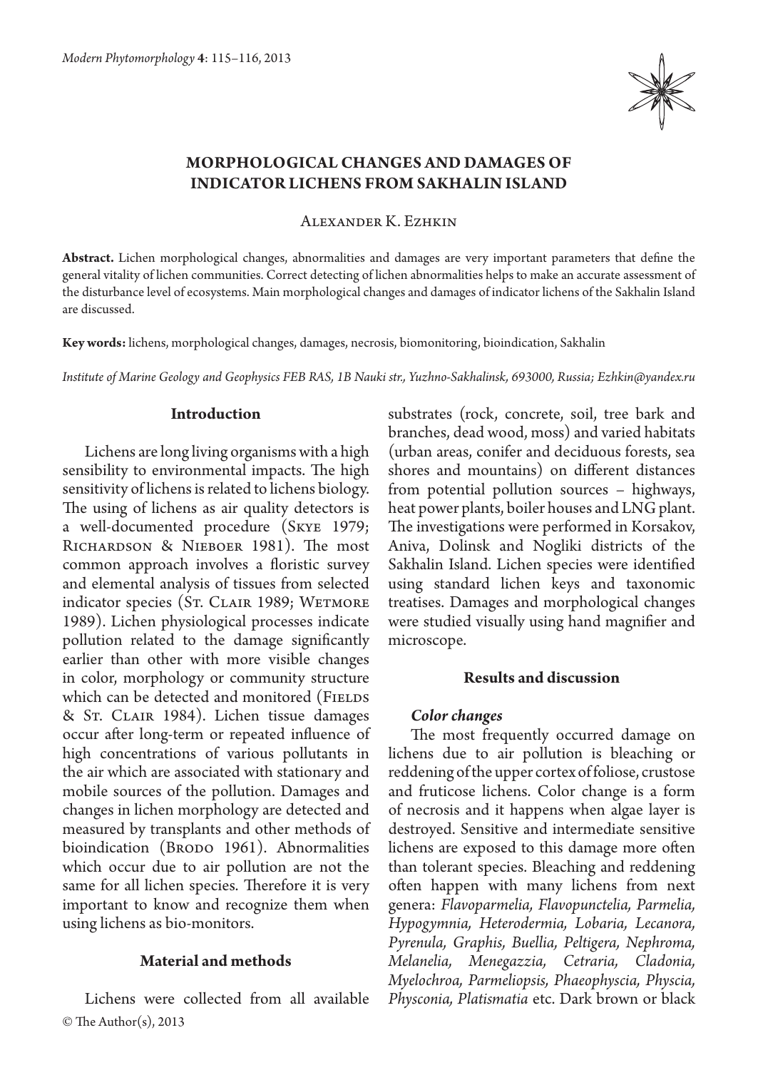# MORPHOLOGICAL CHANGES AND DAMAGES OF INDICATOR LICHENS FROM SAKHALIN ISLAND

Alexander K. Ezhkin

**Abstract.** Lichen morphological changes, abnormalities and damages are very important parameters that define the general vitality of lichen communities. Correct detecting of lichen abnormalities helps to make an accurate assessment of the disturbance level of ecosystems. Main morphological changes and damages of indicator lichens of the Sakhalin Island are discussed.

**Key words:** lichens, morphological changes, damages, necrosis, biomonitoring, bioindication, Sakhalin

*Institute of Marine Geology and Geophysics FEB RAS, 1B Nauki str., Yuzhno-Sakhalinsk, 693000, Russia; Ezhkin@yandex.ru*

## Introduction

Lichens are long living organisms with a high sensibility to environmental impacts. The high sensitivity of lichens is related to lichens biology. The using of lichens as air quality detectors is a well-documented procedure (Skye 1979; Richardson & Nieboer 1981). The most common approach involves a floristic survey and elemental analysis of tissues from selected indicator species (St. Clair 1989; Wetmore 1989). Lichen physiological processes indicate pollution related to the damage significantly earlier than other with more visible changes in color, morphology or community structure which can be detected and monitored (Fields & St. Clair 1984). Lichen tissue damages occur after long-term or repeated influence of high concentrations of various pollutants in the air which are associated with stationary and mobile sources of the pollution. Damages and changes in lichen morphology are detected and measured by transplants and other methods of bioindication (Brodo 1961). Abnormalities which occur due to air pollution are not the same for all lichen species. Therefore it is very important to know and recognize them when using lichens as bio-monitors.

## Material and methods

Lichens were collected from all available substrates (rock, concrete, soil, tree bark and branches, dead wood, moss) and varied habitats (urban areas, conifer and deciduous forests, sea shores and mountains) on different distances from potential pollution sources – highways, heat power plants, boiler houses and LNG plant. The investigations were performed in Korsakov, Aniva, Dolinsk and Nogliki districts of the Sakhalin Island. Lichen species were identified using standard lichen keys and taxonomic treatises. Damages and morphological changes were studied visually using hand magnifier and microscope.

## Results and discussion

### *Color changes*

The most frequently occurred damage on lichens due to air pollution is bleaching or reddening of the upper cortex of foliose, crustose and fruticose lichens. Color change is a form of necrosis and it happens when algae layer is destroyed. Sensitive and intermediate sensitive lichens are exposed to this damage more often than tolerant species. Bleaching and reddening often happen with many lichens from next genera: *Flavoparmelia, Flavopunctelia, Parmelia, Hypogymnia, Heterodermia, Lobaria, Lecanora, Pyrenula, Graphis, Buellia, Peltigera, Nephroma, Melanelia, Menegazzia, Cetraria, Cladonia, Myelochroa, Parmeliopsis, Phaeophyscia, Physcia, Physconia, Platismatia* etc. Dark brown or black

© The Author(s), 2013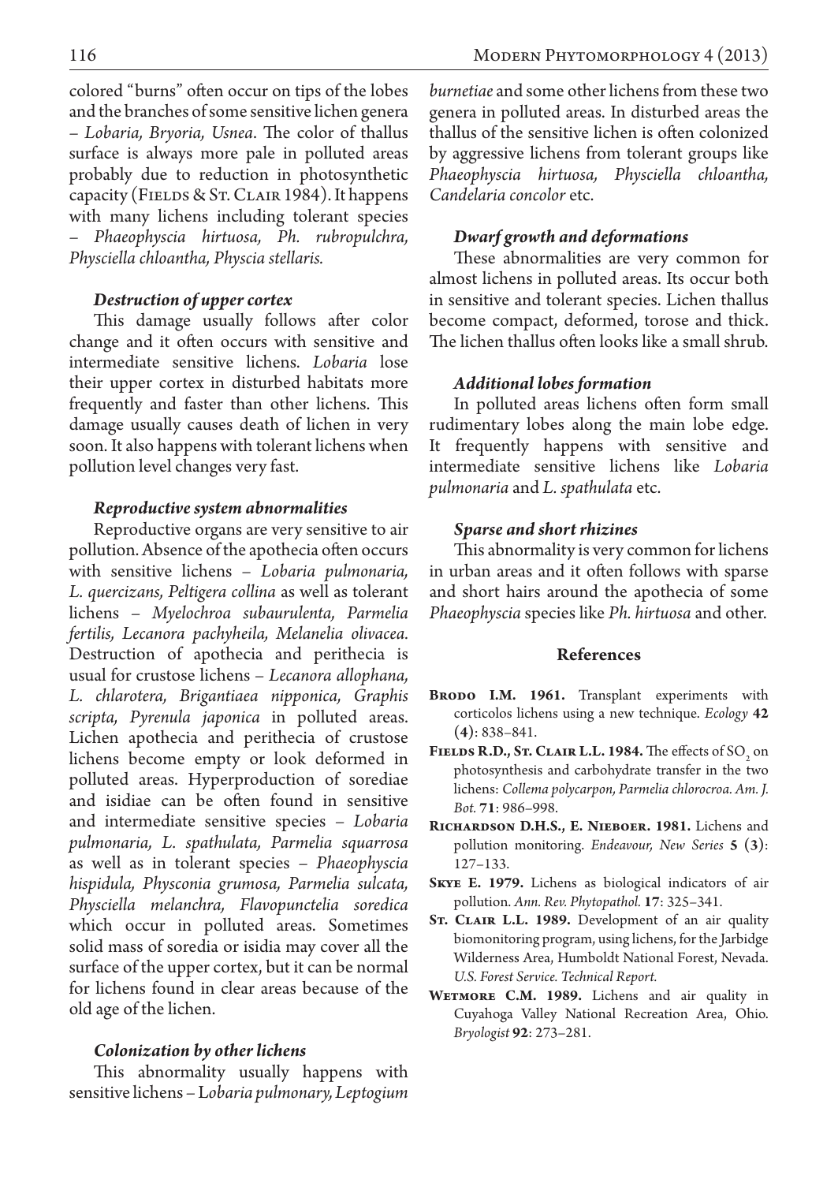colored "burns" often occur on tips of the lobes and the branches of some sensitive lichen genera – *Lobaria, Bryoria, Usnea*. The color of thallus surface is always more pale in polluted areas probably due to reduction in photosynthetic capacity (Fields & St. Clair 1984). It happens with many lichens including tolerant species – *Phaeophyscia hirtuosa, Ph. rubropulchra, Physciella chloantha, Physcia stellaris.*

### *Destruction of upper cortex*

This damage usually follows after color change and it often occurs with sensitive and intermediate sensitive lichens. *Lobaria* lose their upper cortex in disturbed habitats more frequently and faster than other lichens. This damage usually causes death of lichen in very soon. It also happens with tolerant lichens when pollution level changes very fast.

### *Reproductive system abnormalities*

Reproductive organs are very sensitive to air pollution. Absence of the apothecia often occurs with sensitive lichens – *Lobaria pulmonaria, L. quercizans, Peltigera collina* as well as tolerant lichens – *Myelochroa subaurulenta, Parmelia fertilis, Lecanora pachyheila, Melanelia olivacea.* Destruction of apothecia and perithecia is usual for crustose lichens – *Lecanora allophana, L. chlarotera, Brigantiaea nipponica, Graphis scripta, Pyrenula japonica* in polluted areas. Lichen apothecia and perithecia of crustose lichens become empty or look deformed in polluted areas. Hyperproduction of sorediae and isidiae can be often found in sensitive and intermediate sensitive species – *Lobaria pulmonaria, L. spathulata, Parmelia squarrosa* as well as in tolerant species – *Phaeophyscia hispidula, Physconia grumosa, Parmelia sulcata, Physciella melanchra, Flavopunctelia soredica* which occur in polluted areas. Sometimes solid mass of soredia or isidia may cover all the surface of the upper cortex, but it can be normal for lichens found in clear areas because of the old age of the lichen.

### *Colonization by other lichens*

This abnormality usually happens with sensitive lichens – L*obaria pulmonary, Leptogium burnetiae* and some other lichens from these two genera in polluted areas. In disturbed areas the thallus of the sensitive lichen is often colonized by aggressive lichens from tolerant groups like *Phaeophyscia hirtuosa, Physciella chloantha, Candelaria concolor* etc.

### *Dwarf growth and deformations*

These abnormalities are very common for almost lichens in polluted areas. Its occur both in sensitive and tolerant species. Lichen thallus become compact, deformed, torose and thick. The lichen thallus often looks like a small shrub.

### *Additional lobes formation*

In polluted areas lichens often form small rudimentary lobes along the main lobe edge. It frequently happens with sensitive and intermediate sensitive lichens like *Lobaria pulmonaria* and *L. spathulata* etc.

### *Sparse and short rhizines*

This abnormality is very common for lichens in urban areas and it often follows with sparse and short hairs around the apothecia of some *Phaeophyscia* species like *Ph. hirtuosa* and other.

## References

**Brodo I.M. 1961.** Transplant experiments with corticolos lichens using a new technique. *Ecology* **42** (**4**): 838–841.

**Fields R.D., St. Clair L.L. 1984.** The effects of $SO_2$ on photosynthesis and carbohydrate transfer in the two lichens: *Collema polycarpon, Parmelia chlorocroa. Am. J. Bot.* **71**: 986–998.

**Richardson D.H.S., E. Nieboer. 1981.** Lichens and pollution monitoring. *Endeavour, New Series* **5** (**3**): 127–133.

**Skye E. 1979.** Lichens as biological indicators of air pollution. *Ann. Rev. Phytopathol.* **17**: 325–341.

**St. Clair L.L. 1989.** Development of an air quality biomonitoring program, using lichens, for the Jarbidge Wilderness Area, Humboldt National Forest, Nevada. *U.S. Forest Service. Technical Report.*

**Wetmore C.M. 1989.** Lichens and air quality in Cuyahoga Valley National Recreation Area, Ohio. *Bryologist* **92**: 273–281.